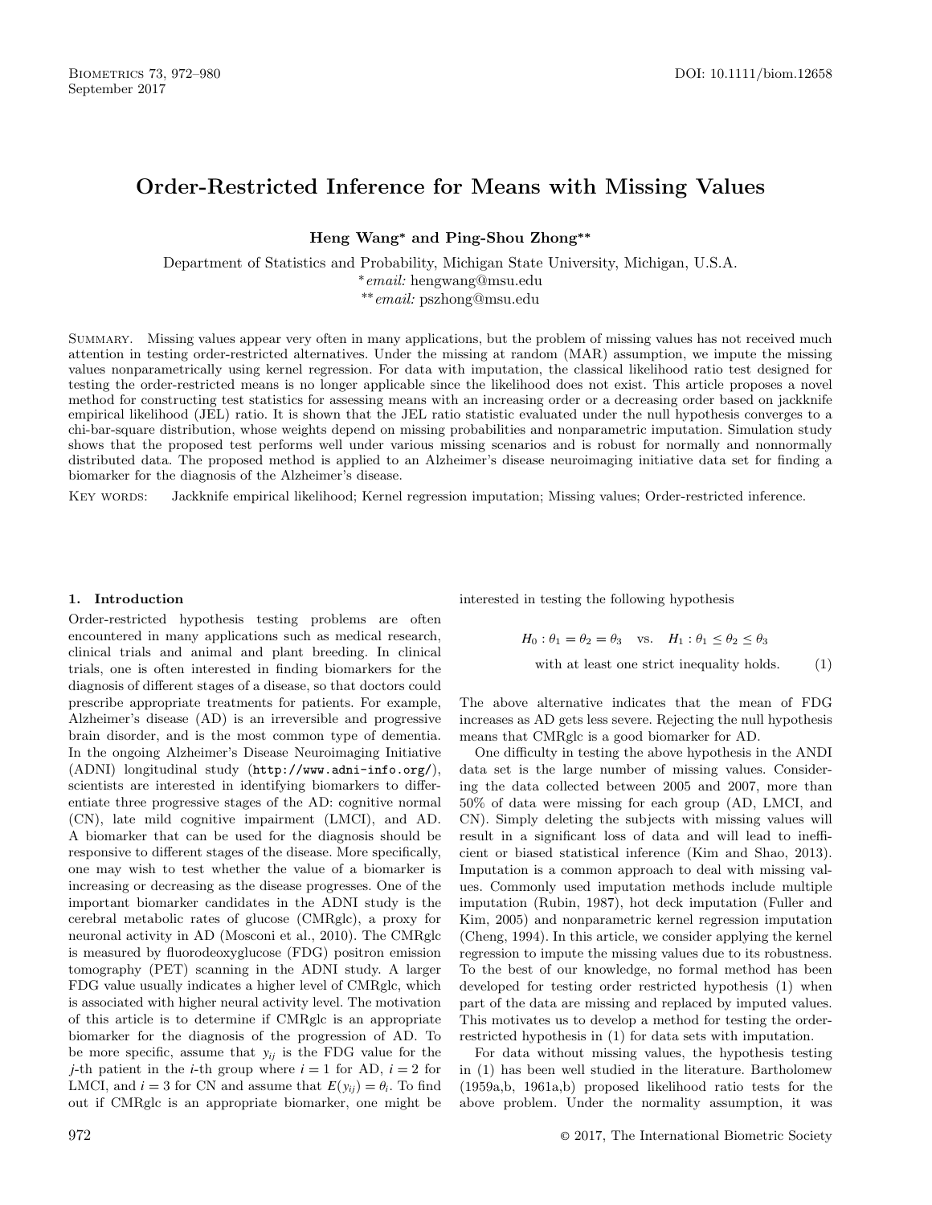# Order-Restricted Inference for Means with Missing Values

**Heng Wang*** **and Ping-Shou Zhong****

Department of Statistics and Probability, Michigan State University, Michigan, U.S.A.

*email: hengwang@msu.edu

**email: pszhong@msu.edu

SUMMARY. Missing values appear very often in many applications, but the problem of missing values has not received much attention in testing order-restricted alternatives. Under the missing at random (MAR) assumption, we impute the missing values nonparametrically using kernel regression. For data with imputation, the classical likelihood ratio test designed for testing the order-restricted means is no longer applicable since the likelihood does not exist. This article proposes a novel method for constructing test statistics for assessing means with an increasing order or a decreasing order based on jackknife empirical likelihood (JEL) ratio. It is shown that the JEL ratio statistic evaluated under the null hypothesis converges to a chi-bar-square distribution, whose weights depend on missing probabilities and nonparametric imputation. Simulation study shows that the proposed test performs well under various missing scenarios and is robust for normally and nonnormally distributed data. The proposed method is applied to an Alzheimer's disease neuroimaging initiative data set for finding a biomarker for the diagnosis of the Alzheimer's disease.

KEY WORDS: Jackknife empirical likelihood; Kernel regression imputation; Missing values; Order-restricted inference.

## 1. Introduction

Order-restricted hypothesis testing problems are often encountered in many applications such as medical research, clinical trials and animal and plant breeding. In clinical trials, one is often interested in finding biomarkers for the diagnosis of different stages of a disease, so that doctors could prescribe appropriate treatments for patients. For example, Alzheimer's disease (AD) is an irreversible and progressive brain disorder, and is the most common type of dementia. In the ongoing Alzheimer's Disease Neuroimaging Initiative (ADNI) longitudinal study (http://www.adni-info.org/), scientists are interested in identifying biomarkers to differentiate three progressive stages of the AD: cognitive normal (CN), late mild cognitive impairment (LMCI), and AD. A biomarker that can be used for the diagnosis should be responsive to different stages of the disease. More specifically, one may wish to test whether the value of a biomarker is increasing or decreasing as the disease progresses. One of the important biomarker candidates in the ADNI study is the cerebral metabolic rates of glucose (CMRglc), a proxy for neuronal activity in AD (Mosconi et al., 2010). The CMRglc is measured by fluorodeoxyglucose (FDG) positron emission tomography (PET) scanning in the ADNI study. A larger FDG value usually indicates a higher level of CMRglc, which is associated with higher neural activity level. The motivation of this article is to determine if CMRglc is an appropriate biomarker for the diagnosis of the progression of AD. To be more specific, assume that $y_{ij}$ is the FDG value for the $j$-th patient in the $i$-th group where $i = 1$ for AD, $i = 2$ for LMCI, and $i = 3$ for CN and assume that $E(y_{ij}) = \theta_i$. To find out if CMRglc is an appropriate biomarker, one might be interested in testing the following hypothesis

$$H_0 : \theta_1 = \theta_2 = \theta_3 \quad \text{vs.} \quad H_1 : \theta_1 \leq \theta_2 \leq \theta_3$$
$$\text{with at least one strict inequality holds.} \qquad (1)$$

The above alternative indicates that the mean of FDG increases as AD gets less severe. Rejecting the null hypothesis means that CMRglc is a good biomarker for AD.

One difficulty in testing the above hypothesis in the ANDI data set is the large number of missing values. Considering the data collected between 2005 and 2007, more than 50% of data were missing for each group (AD, LMCI, and CN). Simply deleting the subjects with missing values will result in a significant loss of data and will lead to inefficient or biased statistical inference (Kim and Shao, 2013). Imputation is a common approach to deal with missing values. Commonly used imputation methods include multiple imputation (Rubin, 1987), hot deck imputation (Fuller and Kim, 2005) and nonparametric kernel regression imputation (Cheng, 1994). In this article, we consider applying the kernel regression to impute the missing values due to its robustness. To the best of our knowledge, no formal method has been developed for testing order restricted hypothesis (1) when part of the data are missing and replaced by imputed values. This motivates us to develop a method for testing the order-restricted hypothesis in (1) for data sets with imputation.

For data without missing values, the hypothesis testing in (1) has been well studied in the literature. Bartholomew (1959a,b, 1961a,b) proposed likelihood ratio tests for the above problem. Under the normality assumption, it was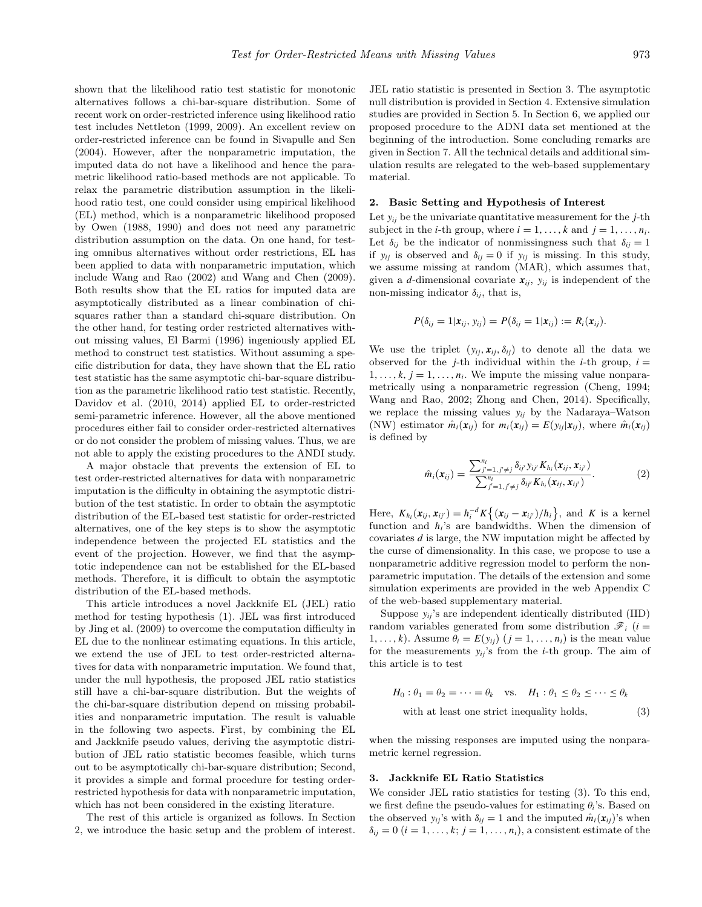shown that the likelihood ratio test statistic for monotonic alternatives follows a chi-bar-square distribution. Some of recent work on order-restricted inference using likelihood ratio test includes Nettleton (1999, 2009). An excellent review on order-restricted inference can be found in Sivapulle and Sen (2004). However, after the nonparametric imputation, the imputed data do not have a likelihood and hence the parametric likelihood ratio-based methods are not applicable. To relax the parametric distribution assumption in the likelihood ratio test, one could consider using empirical likelihood (EL) method, which is a nonparametric likelihood proposed by Owen (1988, 1990) and does not need any parametric distribution assumption on the data. On one hand, for testing omnibus alternatives without order restrictions, EL has been applied to data with nonparametric imputation, which include Wang and Rao (2002) and Wang and Chen (2009). Both results show that the EL ratios for imputed data are asymptotically distributed as a linear combination of chi-squares rather than a standard chi-square distribution. On the other hand, for testing order restricted alternatives without missing values, El Barmi (1996) ingeniously applied EL method to construct test statistics. Without assuming a specific distribution for data, they have shown that the EL ratio test statistic has the same asymptotic chi-bar-square distribution as the parametric likelihood ratio test statistic. Recently, Davidov et al. (2010, 2014) applied EL to order-restricted semi-parametric inference. However, all the above mentioned procedures either fail to consider order-restricted alternatives or do not consider the problem of missing values. Thus, we are not able to apply the existing procedures to the ANDI study.

A major obstacle that prevents the extension of EL to test order-restricted alternatives for data with nonparametric imputation is the difficulty in obtaining the asymptotic distribution of the test statistic. In order to obtain the asymptotic distribution of the EL-based test statistic for order-restricted alternatives, one of the key steps is to show the asymptotic independence between the projected EL statistics and the event of the projection. However, we find that the asymptotic independence can not be established for the EL-based methods. Therefore, it is difficult to obtain the asymptotic distribution of the EL-based methods.

This article introduces a novel Jackknife EL (JEL) ratio method for testing hypothesis (1). JEL was first introduced by Jing et al. (2009) to overcome the computation difficulty in EL due to the nonlinear estimating equations. In this article, we extend the use of JEL to test order-restricted alternatives for data with nonparametric imputation. We found that, under the null hypothesis, the proposed JEL ratio statistics still have a chi-bar-square distribution. But the weights of the chi-bar-square distribution depend on missing probabilities and nonparametric imputation. The result is valuable in the following two aspects. First, by combining the EL and Jackknife pseudo values, deriving the asymptotic distribution of JEL ratio statistic becomes feasible, which turns out to be asymptotically chi-bar-square distribution; Second, it provides a simple and formal procedure for testing order-restricted hypothesis for data with nonparametric imputation, which has not been considered in the existing literature.

The rest of this article is organized as follows. In Section 2, we introduce the basic setup and the problem of interest. JEL ratio statistic is presented in Section 3. The asymptotic null distribution is provided in Section 4. Extensive simulation studies are provided in Section 5. In Section 6, we applied our proposed procedure to the ADNI data set mentioned at the beginning of the introduction. Some concluding remarks are given in Section 7. All the technical details and additional simulation results are relegated to the web-based supplementary material.

## 2. Basic Setting and Hypothesis of Interest

Let $y_{ij}$ be the univariate quantitative measurement for the $j$-th subject in the $i$-th group, where $i = 1, \ldots, k$ and $j = 1, \ldots, n_i$. Let $\delta_{ij}$ be the indicator of nonmissingness such that $\delta_{ij} = 1$ if $y_{ij}$ is observed and $\delta_{ij} = 0$ if $y_{ij}$ is missing. In this study, we assume missing at random (MAR), which assumes that, given a $d$-dimensional covariate $\boldsymbol{x}_{ij}$, $y_{ij}$ is independent of the non-missing indicator $\delta_{ij}$, that is,

$$P(\delta_{ij} = 1 | \boldsymbol{x}_{ij}, y_{ij}) = P(\delta_{ij} = 1 | \boldsymbol{x}_{ij}) := R_i(\boldsymbol{x}_{ij}).$$

We use the triplet $(y_{ij}, \boldsymbol{x}_{ij}, \delta_{ij})$ to denote all the data we observed for the $j$-th individual within the $i$-th group, $i = 1, \ldots, k$, $j = 1, \ldots, n_i$. We impute the missing value nonparametrically using a nonparametric regression (Cheng, 1994; Wang and Rao, 2002; Zhong and Chen, 2014). Specifically, we replace the missing values $y_{ij}$ by the Nadaraya–Watson (NW) estimator $\hat{m}_i(\boldsymbol{x}_{ij})$ for $m_i(\boldsymbol{x}_{ij}) = E(y_{ij} | \boldsymbol{x}_{ij})$, where $\hat{m}_i(\boldsymbol{x}_{ij})$ is defined by

$$\hat{m}_i(\boldsymbol{x}_{ij}) = \frac{\sum_{j'=1, j' \neq j}^{n_i} \delta_{ij'} y_{ij'} K_{h_i}(\boldsymbol{x}_{ij}, \boldsymbol{x}_{ij'})}{\sum_{j'=1, j' \neq j}^{n_i} \delta_{ij'} K_{h_i}(\boldsymbol{x}_{ij}, \boldsymbol{x}_{ij'})}. \tag{2}$$

Here, $K_{h_i}(\boldsymbol{x}_{ij}, \boldsymbol{x}_{ij'}) = h_i^{-d} K\{(\boldsymbol{x}_{ij} - \boldsymbol{x}_{ij'})/h_i\}$, and $K$ is a kernel function and $h_i$'s are bandwidths. When the dimension of covariates $d$ is large, the NW imputation might be affected by the curse of dimensionality. In this case, we propose to use a nonparametric additive regression model to perform the nonparametric imputation. The details of the extension and some simulation experiments are provided in the web Appendix C of the web-based supplementary material.

Suppose $y_{ij}$'s are independent identically distributed (IID) random variables generated from some distribution $\mathscr{F}_i$ ($i = 1, \ldots, k$). Assume $\theta_i = E(y_{ij})$ ($j = 1, \ldots, n_i$) is the mean value for the measurements $y_{ij}$'s from the $i$-th group. The aim of this article is to test

$$H_0 : \theta_1 = \theta_2 = \cdots = \theta_k \quad \text{vs.} \quad H_1 : \theta_1 \leq \theta_2 \leq \cdots \leq \theta_k$$
$$\text{with at least one strict inequality holds,} \tag{3}$$

when the missing responses are imputed using the nonparametric kernel regression.

## 3. Jackknife EL Ratio Statistics

We consider JEL ratio statistics for testing (3). To this end, we first define the pseudo-values for estimating $\theta_i$'s. Based on the observed $y_{ij}$'s with $\delta_{ij} = 1$ and the imputed $\hat{m}_i(\boldsymbol{x}_{ij})$'s when $\delta_{ij} = 0$ ($i = 1, \ldots, k$; $j = 1, \ldots, n_i$), a consistent estimate of the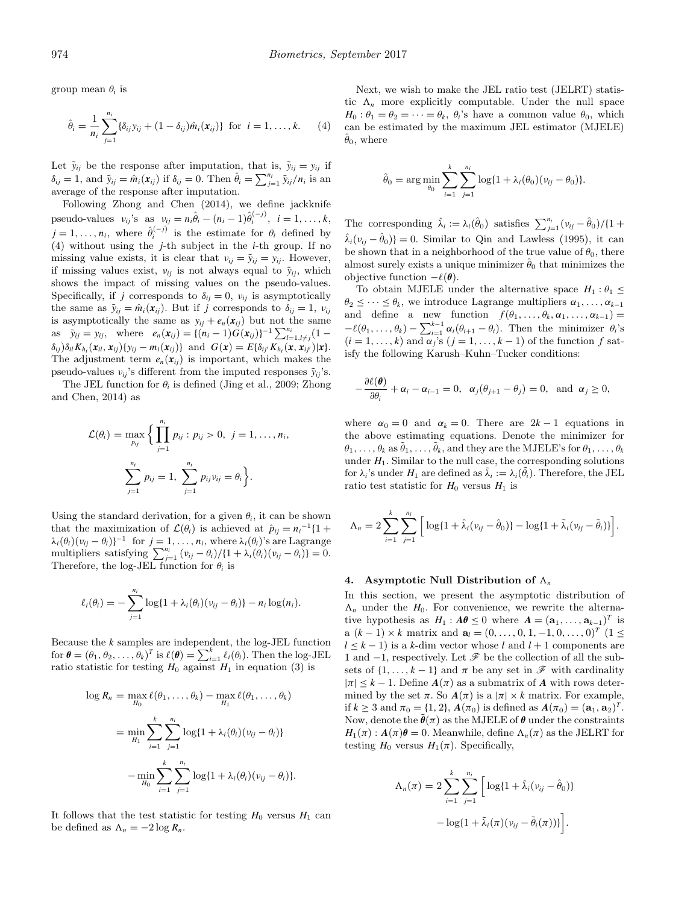group mean $\theta_i$ is

$$\hat{\theta}_i = \frac{1}{n_i}\sum_{j=1}^{n_i}\{\delta_{ij}y_{ij} + (1-\delta_{ij})\hat{m}_i(\boldsymbol{x}_{ij})\} \text{ for } i = 1, \ldots, k. \quad (4)$$

Let $\tilde{y}_{ij}$ be the response after imputation, that is, $\tilde{y}_{ij} = y_{ij}$ if $\delta_{ij} = 1$, and $\tilde{y}_{ij} = \hat{m}_i(\boldsymbol{x}_{ij})$ if $\delta_{ij} = 0$. Then $\hat{\theta}_i = \sum_{j=1}^{n_i}\tilde{y}_{ij}/n_i$ is an average of the response after imputation.

Following Zhong and Chen (2014), we define jackknife pseudo-values $v_{ij}$'s as $v_{ij} = n_i\hat{\theta}_i - (n_i - 1)\hat{\theta}_i^{(-j)}$, $i = 1, \ldots, k$, $j = 1, \ldots, n_i$, where $\hat{\theta}_i^{(-j)}$ is the estimate for $\theta_i$ defined by (4) without using the $j$-th subject in the $i$-th group. If no missing value exists, it is clear that $v_{ij} = \tilde{y}_{ij} = y_{ij}$. However, if missing values exist, $v_{ij}$ is not always equal to $\tilde{y}_{ij}$, which shows the impact of missing values on the pseudo-values. Specifically, if $j$ corresponds to $\delta_{ij} = 0$, $v_{ij}$ is asymptotically the same as $\tilde{y}_{ij} = \hat{m}_i(\boldsymbol{x}_{ij})$. But if $j$ corresponds to $\delta_{ij} = 1$, $v_{ij}$ is asymptotically the same as $y_{ij} + e_n(\boldsymbol{x}_{ij})$ but not the same as $\tilde{y}_{ij} = y_{ij}$, where $e_n(\boldsymbol{x}_{ij}) = \{(n_i - 1)G(\boldsymbol{x}_{ij})\}^{-1}\sum_{l=1,l\neq j}^{n_i}(1 - \delta_{il})\delta_{il}K_{h_i}(\boldsymbol{x}_{il}, \boldsymbol{x}_{ij})\{y_{ij} - m_i(\boldsymbol{x}_{ij})\}$ and $G(\boldsymbol{x}) = E\{\delta_{ij'}K_{h_i}(\boldsymbol{x}, \boldsymbol{x}_{ij'})|\boldsymbol{x}\}$. The adjustment term $e_n(\boldsymbol{x}_{ij})$ is important, which makes the pseudo-values $v_{ij}$'s different from the imputed responses $\tilde{y}_{ij}$'s.

The JEL function for $\theta_i$ is defined (Jing et al., 2009; Zhong and Chen, 2014) as

$$\mathcal{L}(\theta_i) = \max_{p_{ij}}\Big\{\prod_{j=1}^{n_i}p_{ij} : p_{ij} > 0,\ j = 1, \ldots, n_i,$$
$$\sum_{j=1}^{n_i}p_{ij} = 1,\ \sum_{j=1}^{n_i}p_{ij}v_{ij} = \theta_i\Big\}.$$

Using the standard derivation, for a given $\theta_i$, it can be shown that the maximization of $\mathcal{L}(\theta_i)$ is achieved at $\hat{p}_{ij} = n_i^{-1}\{1 + \lambda_i(\theta_i)(v_{ij} - \theta_i)\}^{-1}$ for $j = 1, \ldots, n_i$, where $\lambda_i(\theta_i)$'s are Lagrange multipliers satisfying $\sum_{j=1}^{n_i}(v_{ij} - \theta_i)/\{1 + \lambda_i(\theta_i)(v_{ij} - \theta_i)\} = 0$. Therefore, the log-JEL function for $\theta_i$ is

$$\ell_i(\theta_i) = -\sum_{j=1}^{n_i}\log\{1 + \lambda_i(\theta_i)(v_{ij} - \theta_i)\} - n_i\log(n_i).$$

Because the $k$ samples are independent, the log-JEL function for $\boldsymbol{\theta} = (\theta_1, \theta_2, \ldots, \theta_k)^T$ is $\ell(\boldsymbol{\theta}) = \sum_{i=1}^{k}\ell_i(\theta_i)$. Then the log-JEL ratio statistic for testing $H_0$ against $H_1$ in equation (3) is

$$\begin{aligned}\log R_n &= \max_{H_0}\ell(\theta_1, \ldots, \theta_k) - \max_{H_1}\ell(\theta_1, \ldots, \theta_k)\\ &= \min_{H_1}\sum_{i=1}^{k}\sum_{j=1}^{n_i}\log\{1 + \lambda_i(\theta_i)(v_{ij} - \theta_i)\}\\ &\quad - \min_{H_0}\sum_{i=1}^{k}\sum_{j=1}^{n_i}\log\{1 + \lambda_i(\theta_i)(v_{ij} - \theta_i)\}.\end{aligned}$$

It follows that the test statistic for testing $H_0$ versus $H_1$ can be defined as $\Lambda_n = -2\log R_n$.

Next, we wish to make the JEL ratio test (JELRT) statistic $\Lambda_n$ more explicitly computable. Under the null space $H_0 : \theta_1 = \theta_2 = \cdots = \theta_k$, $\theta_i$'s have a common value $\theta_0$, which can be estimated by the maximum JEL estimator (MJELE) $\hat{\theta}_0$, where

$$\hat{\theta}_0 = \arg\min_{\theta_0}\sum_{i=1}^{k}\sum_{j=1}^{n_i}\log\{1 + \lambda_i(\theta_0)(v_{ij} - \theta_0)\}.$$

The corresponding $\hat{\lambda}_i := \lambda_i(\hat{\theta}_0)$ satisfies $\sum_{j=1}^{n_i}(v_{ij} - \hat{\theta}_0)/\{1 + \hat{\lambda}_i(v_{ij} - \hat{\theta}_0)\} = 0$. Similar to Qin and Lawless (1995), it can be shown that in a neighborhood of the true value of $\theta_0$, there almost surely exists a unique minimizer $\hat{\theta}_0$ that minimizes the objective function $-\ell(\boldsymbol{\theta})$.

To obtain MJELE under the alternative space $H_1 : \theta_1 \leq \theta_2 \leq \cdots \leq \theta_k$, we introduce Lagrange multipliers $\alpha_1, \ldots, \alpha_{k-1}$ and define a new function $f(\theta_1, \ldots, \theta_k, \alpha_1, \ldots, \alpha_{k-1}) = -\ell(\theta_1, \ldots, \theta_k) - \sum_{i=1}^{k-1}\alpha_i(\theta_{i+1} - \theta_i)$. Then the minimizer $\theta_i$'s ($i = 1, \ldots, k$) and $\alpha_j$'s ($j = 1, \ldots, k-1$) of the function $f$ satisfy the following Karush–Kuhn–Tucker conditions:

$$-\frac{\partial\ell(\boldsymbol{\theta})}{\partial\theta_i} + \alpha_i - \alpha_{i-1} = 0,\ \ \alpha_j(\theta_{j+1} - \theta_j) = 0,\ \text{ and }\ \alpha_j \geq 0,$$

where $\alpha_0 = 0$ and $\alpha_k = 0$. There are $2k - 1$ equations in the above estimating equations. Denote the minimizer for $\theta_1, \ldots, \theta_k$ as $\tilde{\theta}_1, \ldots, \tilde{\theta}_k$, and they are the MJELE's for $\theta_1, \ldots, \theta_k$ under $H_1$. Similar to the null case, the corresponding solutions for $\lambda_i$'s under $H_1$ are defined as $\tilde{\lambda}_i := \lambda_i(\tilde{\theta}_i)$. Therefore, the JEL ratio test statistic for $H_0$ versus $H_1$ is

$$\Lambda_n = 2\sum_{i=1}^{k}\sum_{j=1}^{n_i}\Big[\log\{1 + \hat{\lambda}_i(v_{ij} - \hat{\theta}_0)\} - \log\{1 + \tilde{\lambda}_i(v_{ij} - \tilde{\theta}_i)\}\Big].$$

## 4. Asymptotic Null Distribution of $\Lambda_n$

In this section, we present the asymptotic distribution of $\Lambda_n$ under the $H_0$. For convenience, we rewrite the alternative hypothesis as $H_1 : \boldsymbol{A}\boldsymbol{\theta} \leq 0$ where $\boldsymbol{A} = (\mathbf{a}_1, \ldots, \mathbf{a}_{k-1})^T$ is a $(k-1) \times k$ matrix and $\mathbf{a}_l = (0, \ldots, 0, 1, -1, 0, \ldots, 0)^T$ $(1 \leq l \leq k-1)$ is a $k$-dim vector whose $l$ and $l+1$ components are 1 and $-1$, respectively. Let $\mathscr{F}$ be the collection of all the subsets of $\{1, \ldots, k-1\}$ and $\pi$ be any set in $\mathscr{F}$ with cardinality $|\pi| \leq k-1$. Define $\boldsymbol{A}(\pi)$ as a submatrix of $\boldsymbol{A}$ with rows determined by the set $\pi$. So $\boldsymbol{A}(\pi)$ is a $|\pi| \times k$ matrix. For example, if $k \geq 3$ and $\pi_0 = \{1, 2\}$, $\boldsymbol{A}(\pi_0)$ is defined as $\boldsymbol{A}(\pi_0) = (\mathbf{a}_1, \mathbf{a}_2)^T$. Now, denote the $\tilde{\boldsymbol{\theta}}(\pi)$ as the MJELE of $\boldsymbol{\theta}$ under the constraints $H_1(\pi) : \boldsymbol{A}(\pi)\boldsymbol{\theta} = 0$. Meanwhile, define $\Lambda_n(\pi)$ as the JELRT for testing $H_0$ versus $H_1(\pi)$. Specifically,

$$\begin{aligned}\Lambda_n(\pi) = 2\sum_{i=1}^{k}\sum_{j=1}^{n_i}\Big[&\log\{1 + \hat{\lambda}_i(v_{ij} - \hat{\theta}_0)\}\\ &- \log\{1 + \tilde{\lambda}_i(\pi)(v_{ij} - \tilde{\theta}_i(\pi))\}\Big].\end{aligned}$$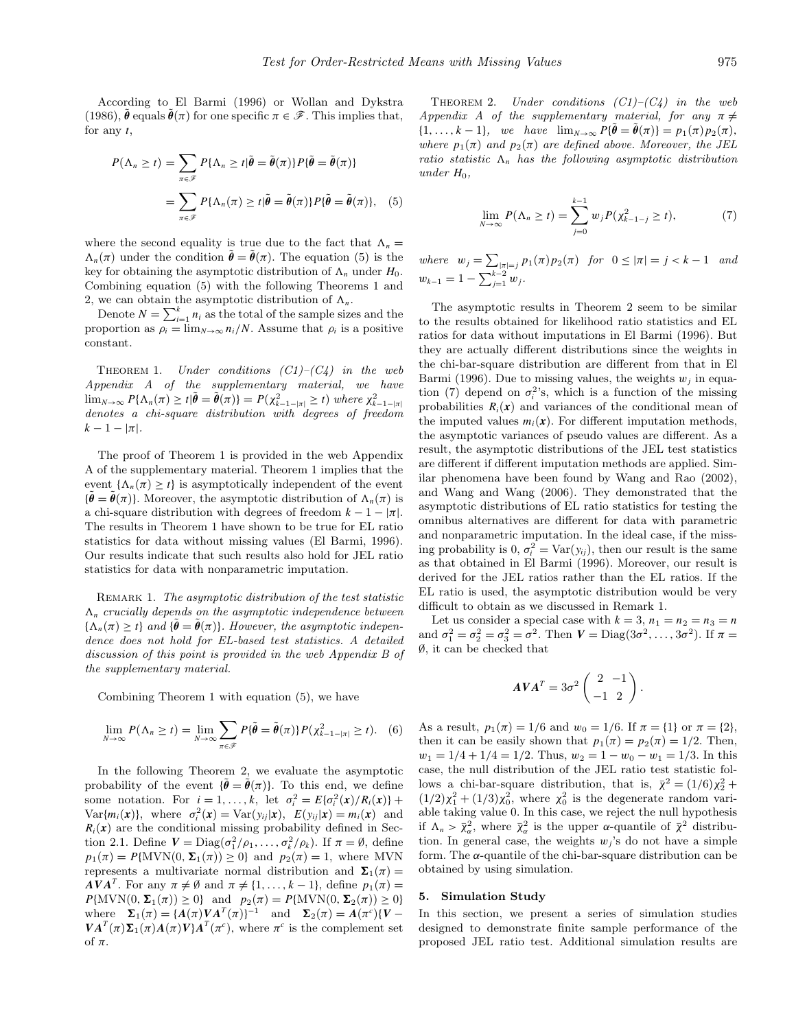According to El Barmi (1996) or Wollan and Dykstra (1986), $\tilde{\boldsymbol{\theta}}$ equals $\tilde{\boldsymbol{\theta}}(\pi)$ for one specific $\pi \in \mathscr{F}$. This implies that, for any $t$,

$$
\begin{aligned}
P(\Lambda_n \geq t) &= \sum_{\pi \in \mathscr{F}} P\{\Lambda_n \geq t | \tilde{\boldsymbol{\theta}} = \tilde{\boldsymbol{\theta}}(\pi)\} P\{\tilde{\boldsymbol{\theta}} = \tilde{\boldsymbol{\theta}}(\pi)\} \\
&= \sum_{\pi \in \mathscr{F}} P\{\Lambda_n(\pi) \geq t | \tilde{\boldsymbol{\theta}} = \tilde{\boldsymbol{\theta}}(\pi)\} P\{\tilde{\boldsymbol{\theta}} = \tilde{\boldsymbol{\theta}}(\pi)\}, \quad (5)
\end{aligned}
$$

where the second equality is true due to the fact that $\Lambda_n = \Lambda_n(\pi)$ under the condition $\tilde{\boldsymbol{\theta}} = \tilde{\boldsymbol{\theta}}(\pi)$. The equation (5) is the key for obtaining the asymptotic distribution of $\Lambda_n$ under $H_0$. Combining equation (5) with the following Theorems 1 and 2, we can obtain the asymptotic distribution of $\Lambda_n$.

Denote $N = \sum_{i=1}^k n_i$ as the total of the sample sizes and the proportion as $\rho_i = \lim_{N \to \infty} n_i / N$. Assume that $\rho_i$ is a positive constant.

Theorem 1. *Under conditions (C1)–(C4) in the web Appendix A of the supplementary material, we have* $\lim_{N \to \infty} P\{\Lambda_n(\pi) \geq t | \tilde{\boldsymbol{\theta}} = \tilde{\boldsymbol{\theta}}(\pi)\} = P(\chi^2_{k-1-|\pi|} \geq t)$ *where* $\chi^2_{k-1-|\pi|}$ *denotes a chi-square distribution with degrees of freedom* $k - 1 - |\pi|$.

The proof of Theorem 1 is provided in the web Appendix A of the supplementary material. Theorem 1 implies that the event $\{\Lambda_n(\pi) \geq t\}$ is asymptotically independent of the event $\{\tilde{\boldsymbol{\theta}} = \tilde{\boldsymbol{\theta}}(\pi)\}$. Moreover, the asymptotic distribution of $\Lambda_n(\pi)$ is a chi-square distribution with degrees of freedom $k - 1 - |\pi|$. The results in Theorem 1 have shown to be true for EL ratio statistics for data without missing values (El Barmi, 1996). Our results indicate that such results also hold for JEL ratio statistics for data with nonparametric imputation.

Remark 1. *The asymptotic distribution of the test statistic* $\Lambda_n$ *crucially depends on the asymptotic independence between* $\{\Lambda_n(\pi) \geq t\}$ *and* $\{\tilde{\boldsymbol{\theta}} = \tilde{\boldsymbol{\theta}}(\pi)\}$. *However, the asymptotic independence does not hold for EL-based test statistics. A detailed discussion of this point is provided in the web Appendix B of the supplementary material.*

Combining Theorem 1 with equation (5), we have

$$
\lim_{N \to \infty} P(\Lambda_n \geq t) = \lim_{N \to \infty} \sum_{\pi \in \mathscr{F}} P\{\tilde{\boldsymbol{\theta}} = \tilde{\boldsymbol{\theta}}(\pi)\} P(\chi^2_{k-1-|\pi|} \geq t). \quad (6)
$$

In the following Theorem 2, we evaluate the asymptotic probability of the event $\{\tilde{\boldsymbol{\theta}} = \tilde{\boldsymbol{\theta}}(\pi)\}$. To this end, we define some notation. For $i = 1, \ldots, k$, let $\sigma_i^2 = E\{\sigma_i^2(\boldsymbol{x})/R_i(\boldsymbol{x})\} + \mathrm{Var}\{m_i(\boldsymbol{x})\}$, where $\sigma_i^2(\boldsymbol{x}) = \mathrm{Var}(y_{ij}|\boldsymbol{x})$, $E(y_{ij}|\boldsymbol{x}) = m_i(\boldsymbol{x})$ and $R_i(\boldsymbol{x})$ are the conditional missing probability defined in Section 2.1. Define $\boldsymbol{V} = \mathrm{Diag}(\sigma_1^2/\rho_1, \ldots, \sigma_k^2/\rho_k)$. If $\pi = \emptyset$, define $p_1(\pi) = P\{\mathrm{MVN}(0, \boldsymbol{\Sigma}_1(\pi)) \geq 0\}$ and $p_2(\pi) = 1$, where MVN represents a multivariate normal distribution and $\boldsymbol{\Sigma}_1(\pi) = \boldsymbol{A}\boldsymbol{V}\boldsymbol{A}^T$. For any $\pi \neq \emptyset$ and $\pi \neq \{1, \ldots, k-1\}$, define $p_1(\pi) = P\{\mathrm{MVN}(0, \boldsymbol{\Sigma}_1(\pi)) \geq 0\}$ and $p_2(\pi) = P\{\mathrm{MVN}(0, \boldsymbol{\Sigma}_2(\pi)) \geq 0\}$ where $\boldsymbol{\Sigma}_1(\pi) = \{\boldsymbol{A}(\pi)\boldsymbol{V}\boldsymbol{A}^T(\pi)\}^{-1}$ and $\boldsymbol{\Sigma}_2(\pi) = \boldsymbol{A}(\pi^c)\{\boldsymbol{V} - \boldsymbol{V}\boldsymbol{A}^T(\pi)\boldsymbol{\Sigma}_1(\pi)\boldsymbol{A}(\pi)\boldsymbol{V}\}\boldsymbol{A}^T(\pi^c)$, where $\pi^c$ is the complement set of $\pi$.

Theorem 2. *Under conditions (C1)–(C4) in the web Appendix A of the supplementary material, for any* $\pi \neq \{1, \ldots, k-1\}$, *we have* $\lim_{N \to \infty} P\{\tilde{\boldsymbol{\theta}} = \tilde{\boldsymbol{\theta}}(\pi)\} = p_1(\pi)p_2(\pi)$, *where* $p_1(\pi)$ *and* $p_2(\pi)$ *are defined above. Moreover, the JEL ratio statistic* $\Lambda_n$ *has the following asymptotic distribution under* $H_0$,

$$
\lim_{N \to \infty} P(\Lambda_n \geq t) = \sum_{j=0}^{k-1} w_j P(\chi^2_{k-1-j} \geq t), \quad (7)
$$

*where* $w_j = \sum_{|\pi|=j} p_1(\pi)p_2(\pi)$ *for* $0 \leq |\pi| = j < k-1$ *and* $w_{k-1} = 1 - \sum_{j=1}^{k-2} w_j$.

The asymptotic results in Theorem 2 seem to be similar to the results obtained for likelihood ratio statistics and EL ratios for data without imputations in El Barmi (1996). But they are actually different distributions since the weights in the chi-bar-square distribution are different from that in El Barmi (1996). Due to missing values, the weights $w_j$ in equation (7) depend on $\sigma_i^2$'s, which is a function of the missing probabilities $R_i(\boldsymbol{x})$ and variances of the conditional mean of the imputed values $m_i(\boldsymbol{x})$. For different imputation methods, the asymptotic variances of pseudo values are different. As a result, the asymptotic distributions of the JEL test statistics are different if different imputation methods are applied. Similar phenomena have been found by Wang and Rao (2002), and Wang and Wang (2006). They demonstrated that the asymptotic distributions of EL ratio statistics for testing the omnibus alternatives are different for data with parametric and nonparametric imputation. In the ideal case, if the missing probability is 0, $\sigma_i^2 = \mathrm{Var}(y_{ij})$, then our result is the same as that obtained in El Barmi (1996). Moreover, our result is derived for the JEL ratios rather than the EL ratios. If the EL ratio is used, the asymptotic distribution would be very difficult to obtain as we discussed in Remark 1.

Let us consider a special case with $k = 3$, $n_1 = n_2 = n_3 = n$ and $\sigma_1^2 = \sigma_2^2 = \sigma_3^2 = \sigma^2$. Then $\boldsymbol{V} = \mathrm{Diag}(3\sigma^2, \ldots, 3\sigma^2)$. If $\pi = \emptyset$, it can be checked that

$$
\boldsymbol{A}\boldsymbol{V}\boldsymbol{A}^T = 3\sigma^2 \begin{pmatrix} 2 & -1 \\ -1 & 2 \end{pmatrix}.
$$

As a result, $p_1(\pi) = 1/6$ and $w_0 = 1/6$. If $\pi = \{1\}$ or $\pi = \{2\}$, then it can be easily shown that $p_1(\pi) = p_2(\pi) = 1/2$. Then, $w_1 = 1/4 + 1/4 = 1/2$. Thus, $w_2 = 1 - w_0 - w_1 = 1/3$. In this case, the null distribution of the JEL ratio test statistic follows a chi-bar-square distribution, that is, $\bar{\chi}^2 = (1/6)\chi_2^2 + (1/2)\chi_1^2 + (1/3)\chi_0^2$, where $\chi_0^2$ is the degenerate random variable taking value 0. In this case, we reject the null hypothesis if $\Lambda_n > \bar{\chi}^2_\alpha$, where $\bar{\chi}^2_\alpha$ is the upper $\alpha$-quantile of $\bar{\chi}^2$ distribution. In general case, the weights $w_j$'s do not have a simple form. The $\alpha$-quantile of the chi-bar-square distribution can be obtained by using simulation.

## 5. Simulation Study

In this section, we present a series of simulation studies designed to demonstrate finite sample performance of the proposed JEL ratio test. Additional simulation results are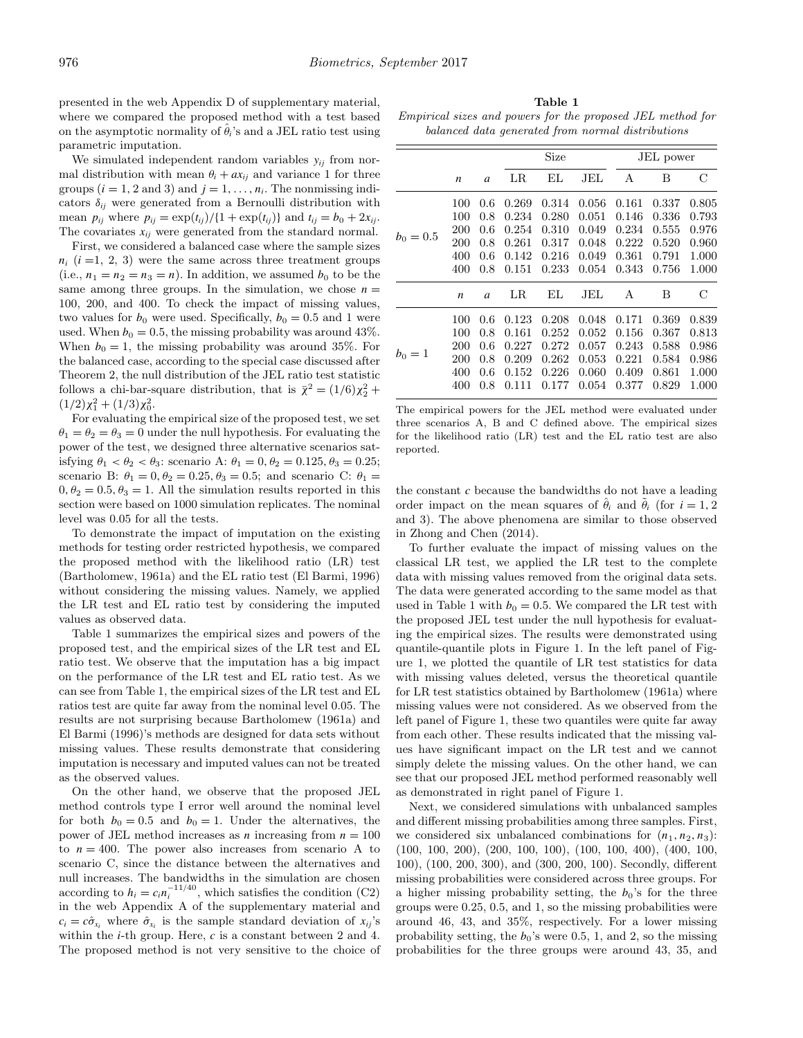presented in the web Appendix D of supplementary material, where we compared the proposed method with a test based on the asymptotic normality of $\hat{\theta}_i$'s and a JEL ratio test using parametric imputation.

We simulated independent random variables $y_{ij}$ from normal distribution with mean $\theta_i + ax_{ij}$ and variance 1 for three groups ($i = 1, 2$ and 3) and $j = 1, \ldots, n_i$. The nonmissing indicators $\delta_{ij}$ were generated from a Bernoulli distribution with mean $p_{ij}$ where $p_{ij} = \exp(t_{ij})/\{1 + \exp(t_{ij})\}$ and $t_{ij} = b_0 + 2x_{ij}$. The covariates $x_{ij}$ were generated from the standard normal.

First, we considered a balanced case where the sample sizes $n_i$ ($i$ =1, 2, 3) were the same across three treatment groups (i.e., $n_1 = n_2 = n_3 = n$). In addition, we assumed $b_0$ to be the same among three groups. In the simulation, we chose $n$ = 100, 200, and 400. To check the impact of missing values, two values for $b_0$ were used. Specifically, $b_0 = 0.5$ and 1 were used. When $b_0 = 0.5$, the missing probability was around 43%. When $b_0 = 1$, the missing probability was around 35%. For the balanced case, according to the special case discussed after Theorem 2, the null distribution of the JEL ratio test statistic follows a chi-bar-square distribution, that is $\bar{\chi}^2 = (1/6)\chi_2^2 + (1/2)\chi_1^2 + (1/3)\chi_0^2$.

For evaluating the empirical size of the proposed test, we set $\theta_1 = \theta_2 = \theta_3 = 0$ under the null hypothesis. For evaluating the power of the test, we designed three alternative scenarios satisfying $\theta_1 < \theta_2 < \theta_3$: scenario A: $\theta_1 = 0, \theta_2 = 0.125, \theta_3 = 0.25$; scenario B: $\theta_1 = 0, \theta_2 = 0.25, \theta_3 = 0.5$; and scenario C: $\theta_1 = 0, \theta_2 = 0.5, \theta_3 = 1$. All the simulation results reported in this section were based on 1000 simulation replicates. The nominal level was 0.05 for all the tests.

To demonstrate the impact of imputation on the existing methods for testing order restricted hypothesis, we compared the proposed method with the likelihood ratio (LR) test (Bartholomew, 1961a) and the EL ratio test (El Barmi, 1996) without considering the missing values. Namely, we applied the LR test and EL ratio test by considering the imputed values as observed data.

Table 1 summarizes the empirical sizes and powers of the proposed test, and the empirical sizes of the LR test and EL ratio test. We observe that the imputation has a big impact on the performance of the LR test and EL ratio test. As we can see from Table 1, the empirical sizes of the LR test and EL ratios test are quite far away from the nominal level 0.05. The results are not surprising because Bartholomew (1961a) and El Barmi (1996)'s methods are designed for data sets without missing values. These results demonstrate that considering imputation is necessary and imputed values can not be treated as the observed values.

On the other hand, we observe that the proposed JEL method controls type I error well around the nominal level for both $b_0 = 0.5$ and $b_0 = 1$. Under the alternatives, the power of JEL method increases as $n$ increasing from $n = 100$ to $n = 400$. The power also increases from scenario A to scenario C, since the distance between the alternatives and null increases. The bandwidths in the simulation are chosen according to $h_i = c_i n_i^{-11/40}$, which satisfies the condition (C2) in the web Appendix A of the supplementary material and $c_i = c\hat{\sigma}_{x_i}$ where $\hat{\sigma}_{x_i}$ is the sample standard deviation of $x_{ij}$'s within the $i$-th group. Here, $c$ is a constant between 2 and 4. The proposed method is not very sensitive to the choice of

**Table 1**

*Empirical sizes and powers for the proposed JEL method for balanced data generated from normal distributions*

| | $n$ | $a$ | Size | | | JEL power | | |
|---|---|---|---|---|---|---|---|---|
| | | | LR | EL | JEL | A | B | C |
| $b_0 = 0.5$ | 100 | 0.6 | 0.269 | 0.314 | 0.056 | 0.161 | 0.337 | 0.805 |
| | 100 | 0.8 | 0.234 | 0.280 | 0.051 | 0.146 | 0.336 | 0.793 |
| | 200 | 0.6 | 0.254 | 0.310 | 0.049 | 0.234 | 0.555 | 0.976 |
| | 200 | 0.8 | 0.261 | 0.317 | 0.048 | 0.222 | 0.520 | 0.960 |
| | 400 | 0.6 | 0.142 | 0.216 | 0.049 | 0.361 | 0.791 | 1.000 |
| | 400 | 0.8 | 0.151 | 0.233 | 0.054 | 0.343 | 0.756 | 1.000 |
| | $n$ | $a$ | LR | EL | JEL | A | B | C |
| $b_0 = 1$ | 100 | 0.6 | 0.123 | 0.208 | 0.048 | 0.171 | 0.369 | 0.839 |
| | 100 | 0.8 | 0.161 | 0.252 | 0.052 | 0.156 | 0.367 | 0.813 |
| | 200 | 0.6 | 0.227 | 0.272 | 0.057 | 0.243 | 0.588 | 0.986 |
| | 200 | 0.8 | 0.209 | 0.262 | 0.053 | 0.221 | 0.584 | 0.986 |
| | 400 | 0.6 | 0.152 | 0.226 | 0.060 | 0.409 | 0.861 | 1.000 |
| | 400 | 0.8 | 0.111 | 0.177 | 0.054 | 0.377 | 0.829 | 1.000 |

The empirical powers for the JEL method were evaluated under three scenarios A, B and C defined above. The empirical sizes for the likelihood ratio (LR) test and the EL ratio test are also reported.

the constant $c$ because the bandwidths do not have a leading order impact on the mean squares of $\hat{\theta}_i$ and $\tilde{\theta}_i$ (for $i = 1, 2$ and 3). The above phenomena are similar to those observed in Zhong and Chen (2014).

To further evaluate the impact of missing values on the classical LR test, we applied the LR test to the complete data with missing values removed from the original data sets. The data were generated according to the same model as that used in Table 1 with $b_0 = 0.5$. We compared the LR test with the proposed JEL test under the null hypothesis for evaluating the empirical sizes. The results were demonstrated using quantile-quantile plots in Figure 1. In the left panel of Figure 1, we plotted the quantile of LR test statistics for data with missing values deleted, versus the theoretical quantile for LR test statistics obtained by Bartholomew (1961a) where missing values were not considered. As we observed from the left panel of Figure 1, these two quantiles were quite far away from each other. These results indicated that the missing values have significant impact on the LR test and we cannot simply delete the missing values. On the other hand, we can see that our proposed JEL method performed reasonably well as demonstrated in right panel of Figure 1.

Next, we considered simulations with unbalanced samples and different missing probabilities among three samples. First, we considered six unbalanced combinations for $(n_1, n_2, n_3)$: (100, 100, 200), (200, 100, 100), (100, 100, 400), (400, 100, 100), (100, 200, 300), and (300, 200, 100). Secondly, different missing probabilities were considered across three groups. For a higher missing probability setting, the $b_0$'s for the three groups were 0.25, 0.5, and 1, so the missing probabilities were around 46, 43, and 35%, respectively. For a lower missing probability setting, the $b_0$'s were 0.5, 1, and 2, so the missing probabilities for the three groups were around 43, 35, and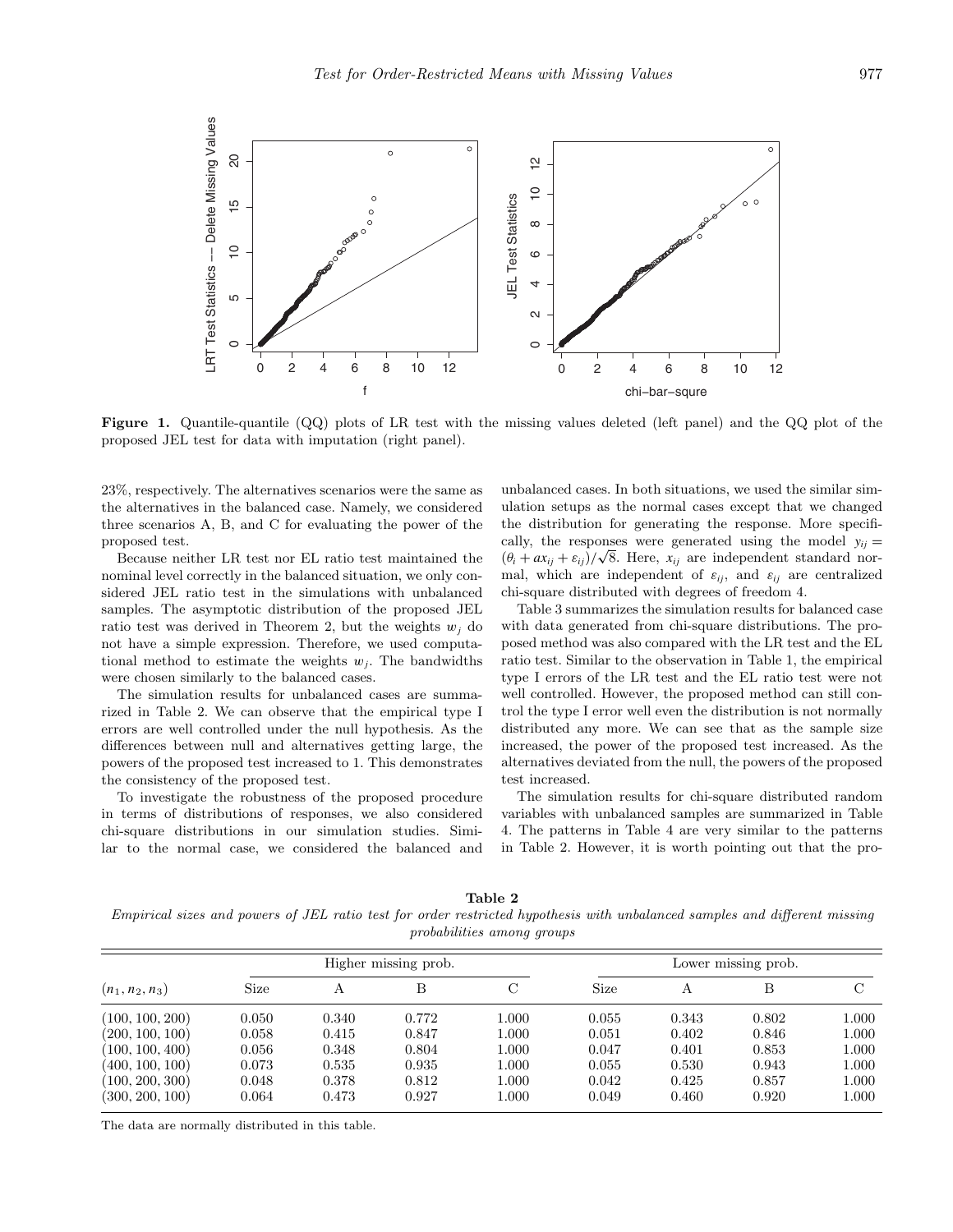**Figure 1.** Quantile-quantile (QQ) plots of LR test with the missing values deleted (left panel) and the QQ plot of the proposed JEL test for data with imputation (right panel).

23%, respectively. The alternatives scenarios were the same as the alternatives in the balanced case. Namely, we considered three scenarios A, B, and C for evaluating the power of the proposed test.

Because neither LR test nor EL ratio test maintained the nominal level correctly in the balanced situation, we only considered JEL ratio test in the simulations with unbalanced samples. The asymptotic distribution of the proposed JEL ratio test was derived in Theorem 2, but the weights $w_j$ do not have a simple expression. Therefore, we used computational method to estimate the weights $w_j$. The bandwidths were chosen similarly to the balanced cases.

The simulation results for unbalanced cases are summarized in Table 2. We can observe that the empirical type I errors are well controlled under the null hypothesis. As the differences between null and alternatives getting large, the powers of the proposed test increased to 1. This demonstrates the consistency of the proposed test.

To investigate the robustness of the proposed procedure in terms of distributions of responses, we also considered chi-square distributions in our simulation studies. Similar to the normal case, we considered the balanced and unbalanced cases. In both situations, we used the similar simulation setups as the normal cases except that we changed the distribution for generating the response. More specifically, the responses were generated using the model $y_{ij} = (\theta_i + ax_{ij} + \varepsilon_{ij})/\sqrt{8}$. Here, $x_{ij}$ are independent standard normal, which are independent of $\varepsilon_{ij}$, and $\varepsilon_{ij}$ are centralized chi-square distributed with degrees of freedom 4.

Table 3 summarizes the simulation results for balanced case with data generated from chi-square distributions. The proposed method was also compared with the LR test and the EL ratio test. Similar to the observation in Table 1, the empirical type I errors of the LR test and the EL ratio test were not well controlled. However, the proposed method can still control the type I error well even the distribution is not normally distributed any more. We can see that as the sample size increased, the power of the proposed test increased. As the alternatives deviated from the null, the powers of the proposed test increased.

The simulation results for chi-square distributed random variables with unbalanced samples are summarized in Table 4. The patterns in Table 4 are very similar to the patterns in Table 2. However, it is worth pointing out that the pro-

**Table 2**

*Empirical sizes and powers of JEL ratio test for order restricted hypothesis with unbalanced samples and different missing probabilities among groups*

| | Higher missing prob. | | | | Lower missing prob. | | | |
|---|---|---|---|---|---|---|---|---|
| $(n_1, n_2, n_3)$ | Size | A | B | C | Size | A | B | C |
| (100, 100, 200) | 0.050 | 0.340 | 0.772 | 1.000 | 0.055 | 0.343 | 0.802 | 1.000 |
| (200, 100, 100) | 0.058 | 0.415 | 0.847 | 1.000 | 0.051 | 0.402 | 0.846 | 1.000 |
| (100, 100, 400) | 0.056 | 0.348 | 0.804 | 1.000 | 0.047 | 0.401 | 0.853 | 1.000 |
| (400, 100, 100) | 0.073 | 0.535 | 0.935 | 1.000 | 0.055 | 0.530 | 0.943 | 1.000 |
| (100, 200, 300) | 0.048 | 0.378 | 0.812 | 1.000 | 0.042 | 0.425 | 0.857 | 1.000 |
| (300, 200, 100) | 0.064 | 0.473 | 0.927 | 1.000 | 0.049 | 0.460 | 0.920 | 1.000 |

The data are normally distributed in this table.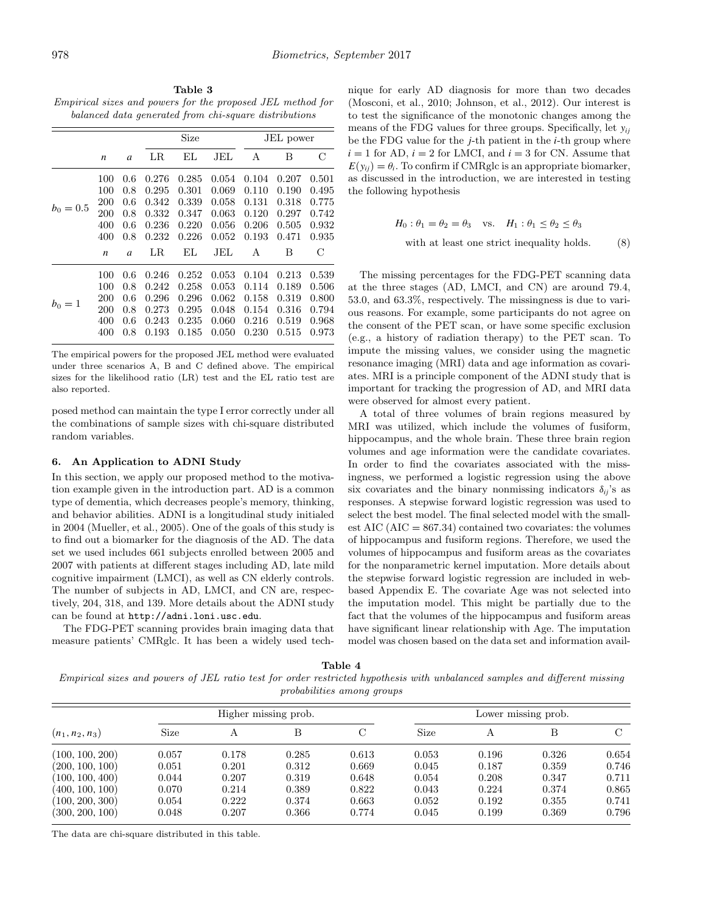**Table 3**
*Empirical sizes and powers for the proposed JEL method for balanced data generated from chi-square distributions*

| | | | Size | | | JEL power | | |
|---|---|---|---|---|---|---|---|---|
| | $n$ | $a$ | LR | EL | JEL | A | B | C |
| $b_0 = 0.5$ | 100 | 0.6 | 0.276 | 0.285 | 0.054 | 0.104 | 0.207 | 0.501 |
| | 100 | 0.8 | 0.295 | 0.301 | 0.069 | 0.110 | 0.190 | 0.495 |
| | 200 | 0.6 | 0.342 | 0.339 | 0.058 | 0.131 | 0.318 | 0.775 |
| | 200 | 0.8 | 0.332 | 0.347 | 0.063 | 0.120 | 0.297 | 0.742 |
| | 400 | 0.6 | 0.236 | 0.220 | 0.056 | 0.206 | 0.505 | 0.932 |
| | 400 | 0.8 | 0.232 | 0.226 | 0.052 | 0.193 | 0.471 | 0.935 |
| | $n$ | $a$ | LR | EL | JEL | A | B | C |
| $b_0 = 1$ | 100 | 0.6 | 0.246 | 0.252 | 0.053 | 0.104 | 0.213 | 0.539 |
| | 100 | 0.8 | 0.242 | 0.258 | 0.053 | 0.114 | 0.189 | 0.506 |
| | 200 | 0.6 | 0.296 | 0.296 | 0.062 | 0.158 | 0.319 | 0.800 |
| | 200 | 0.8 | 0.273 | 0.295 | 0.048 | 0.154 | 0.316 | 0.794 |
| | 400 | 0.6 | 0.243 | 0.235 | 0.060 | 0.216 | 0.519 | 0.968 |
| | 400 | 0.8 | 0.193 | 0.185 | 0.050 | 0.230 | 0.515 | 0.973 |

The empirical powers for the proposed JEL method were evaluated under three scenarios A, B and C defined above. The empirical sizes for the likelihood ratio (LR) test and the EL ratio test are also reported.

posed method can maintain the type I error correctly under all the combinations of sample sizes with chi-square distributed random variables.

## 6. An Application to ADNI Study

In this section, we apply our proposed method to the motivation example given in the introduction part. AD is a common type of dementia, which decreases people's memory, thinking, and behavior abilities. ADNI is a longitudinal study initialed in 2004 (Mueller, et al., 2005). One of the goals of this study is to find out a biomarker for the diagnosis of the AD. The data set we used includes 661 subjects enrolled between 2005 and 2007 with patients at different stages including AD, late mild cognitive impairment (LMCI), as well as CN elderly controls. The number of subjects in AD, LMCI, and CN are, respectively, 204, 318, and 139. More details about the ADNI study can be found at http://adni.loni.usc.edu.

The FDG-PET scanning provides brain imaging data that measure patients' CMRglc. It has been a widely used technique for early AD diagnosis for more than two decades (Mosconi, et al., 2010; Johnson, et al., 2012). Our interest is to test the significance of the monotonic changes among the means of the FDG values for three groups. Specifically, let $y_{ij}$ be the FDG value for the $j$-th patient in the $i$-th group where $i = 1$ for AD, $i = 2$ for LMCI, and $i = 3$ for CN. Assume that $E(y_{ij}) = \theta_i$. To confirm if CMRglc is an appropriate biomarker, as discussed in the introduction, we are interested in testing the following hypothesis

$$H_0 : \theta_1 = \theta_2 = \theta_3 \quad \text{vs.} \quad H_1 : \theta_1 \leq \theta_2 \leq \theta_3$$
$$\text{with at least one strict inequality holds.} \qquad (8)$$

The missing percentages for the FDG-PET scanning data at the three stages (AD, LMCI, and CN) are around 79.4, 53.0, and 63.3%, respectively. The missingness is due to various reasons. For example, some participants do not agree on the consent of the PET scan, or have some specific exclusion (e.g., a history of radiation therapy) to the PET scan. To impute the missing values, we consider using the magnetic resonance imaging (MRI) data and age information as covariates. MRI is a principle component of the ADNI study that is important for tracking the progression of AD, and MRI data were observed for almost every patient.

A total of three volumes of brain regions measured by MRI was utilized, which include the volumes of fusiform, hippocampus, and the whole brain. These three brain region volumes and age information were the candidate covariates. In order to find the covariates associated with the missingness, we performed a logistic regression using the above six covariates and the binary nonmissing indicators $\delta_{ij}$'s as responses. A stepwise forward logistic regression was used to select the best model. The final selected model with the smallest AIC (AIC = 867.34) contained two covariates: the volumes of hippocampus and fusiform regions. Therefore, we used the volumes of hippocampus and fusiform areas as the covariates for the nonparametric kernel imputation. More details about the stepwise forward logistic regression are included in web-based Appendix E. The covariate Age was not selected into the imputation model. This might be partially due to the fact that the volumes of the hippocampus and fusiform areas have significant linear relationship with Age. The imputation model was chosen based on the data set and information avail-

**Table 4**
*Empirical sizes and powers of JEL ratio test for order restricted hypothesis with unbalanced samples and different missing probabilities among groups*

| | Higher missing prob. | | | | Lower missing prob. | | | |
|---|---|---|---|---|---|---|---|---|
| $(n_1, n_2, n_3)$ | Size | A | B | C | Size | A | B | C |
| (100, 100, 200) | 0.057 | 0.178 | 0.285 | 0.613 | 0.053 | 0.196 | 0.326 | 0.654 |
| (200, 100, 100) | 0.051 | 0.201 | 0.312 | 0.669 | 0.045 | 0.187 | 0.359 | 0.746 |
| (100, 100, 400) | 0.044 | 0.207 | 0.319 | 0.648 | 0.054 | 0.208 | 0.347 | 0.711 |
| (400, 100, 100) | 0.070 | 0.214 | 0.389 | 0.822 | 0.043 | 0.224 | 0.374 | 0.865 |
| (100, 200, 300) | 0.054 | 0.222 | 0.374 | 0.663 | 0.052 | 0.192 | 0.355 | 0.741 |
| (300, 200, 100) | 0.048 | 0.207 | 0.366 | 0.774 | 0.045 | 0.199 | 0.369 | 0.796 |

The data are chi-square distributed in this table.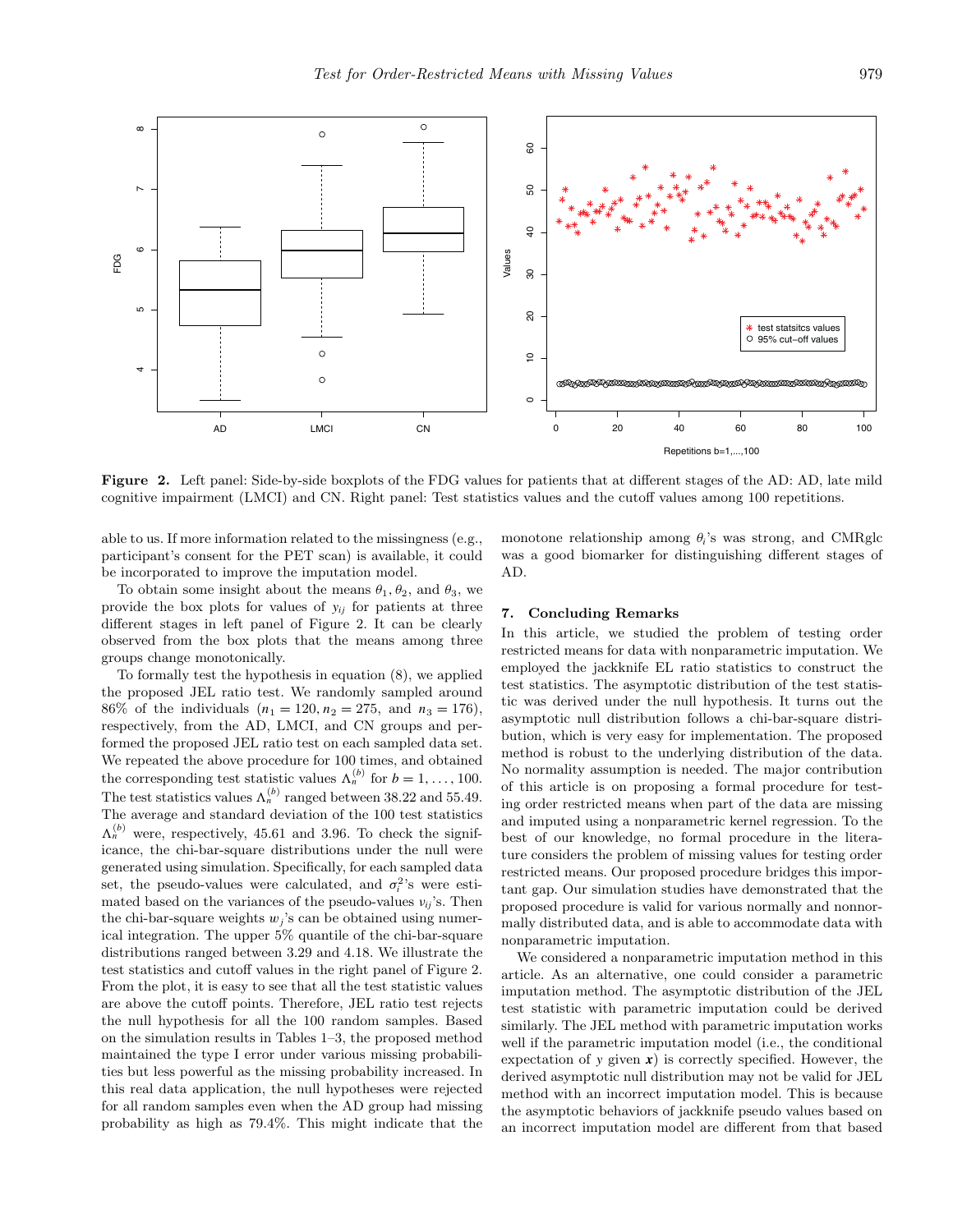**Figure 2.** Left panel: Side-by-side boxplots of the FDG values for patients that at different stages of the AD: AD, late mild cognitive impairment (LMCI) and CN. Right panel: Test statistics values and the cutoff values among 100 repetitions.

able to us. If more information related to the missingness (e.g., participant's consent for the PET scan) is available, it could be incorporated to improve the imputation model.

To obtain some insight about the means $\theta_1, \theta_2$, and $\theta_3$, we provide the box plots for values of $y_{ij}$ for patients at three different stages in left panel of Figure 2. It can be clearly observed from the box plots that the means among three groups change monotonically.

To formally test the hypothesis in equation (8), we applied the proposed JEL ratio test. We randomly sampled around 86% of the individuals ($n_1 = 120, n_2 = 275,$ and $n_3 = 176$), respectively, from the AD, LMCI, and CN groups and performed the proposed JEL ratio test on each sampled data set. We repeated the above procedure for 100 times, and obtained the corresponding test statistic values $\Lambda_n^{(b)}$ for $b = 1, \ldots, 100$. The test statistics values $\Lambda_n^{(b)}$ ranged between 38.22 and 55.49. The average and standard deviation of the 100 test statistics $\Lambda_n^{(b)}$ were, respectively, 45.61 and 3.96. To check the significance, the chi-bar-square distributions under the null were generated using simulation. Specifically, for each sampled data set, the pseudo-values were calculated, and $\sigma_i^2$'s were estimated based on the variances of the pseudo-values $v_{ij}$'s. Then the chi-bar-square weights $w_j$'s can be obtained using numerical integration. The upper 5% quantile of the chi-bar-square distributions ranged between 3.29 and 4.18. We illustrate the test statistics and cutoff values in the right panel of Figure 2. From the plot, it is easy to see that all the test statistic values are above the cutoff points. Therefore, JEL ratio test rejects the null hypothesis for all the 100 random samples. Based on the simulation results in Tables 1–3, the proposed method maintained the type I error under various missing probabilities but less powerful as the missing probability increased. In this real data application, the null hypotheses were rejected for all random samples even when the AD group had missing probability as high as 79.4%. This might indicate that the monotone relationship among $\theta_i$'s was strong, and CMRglc was a good biomarker for distinguishing different stages of AD.

## 7. Concluding Remarks

In this article, we studied the problem of testing order restricted means for data with nonparametric imputation. We employed the jackknife EL ratio statistics to construct the test statistics. The asymptotic distribution of the test statistic was derived under the null hypothesis. It turns out the asymptotic null distribution follows a chi-bar-square distribution, which is very easy for implementation. The proposed method is robust to the underlying distribution of the data. No normality assumption is needed. The major contribution of this article is on proposing a formal procedure for testing order restricted means when part of the data are missing and imputed using a nonparametric kernel regression. To the best of our knowledge, no formal procedure in the literature considers the problem of missing values for testing order restricted means. Our proposed procedure bridges this important gap. Our simulation studies have demonstrated that the proposed procedure is valid for various normally and nonnormally distributed data, and is able to accommodate data with nonparametric imputation.

We considered a nonparametric imputation method in this article. As an alternative, one could consider a parametric imputation method. The asymptotic distribution of the JEL test statistic with parametric imputation could be derived similarly. The JEL method with parametric imputation works well if the parametric imputation model (i.e., the conditional expectation of $y$ given $\boldsymbol{x}$) is correctly specified. However, the derived asymptotic null distribution may not be valid for JEL method with an incorrect imputation model. This is because the asymptotic behaviors of jackknife pseudo values based on an incorrect imputation model are different from that based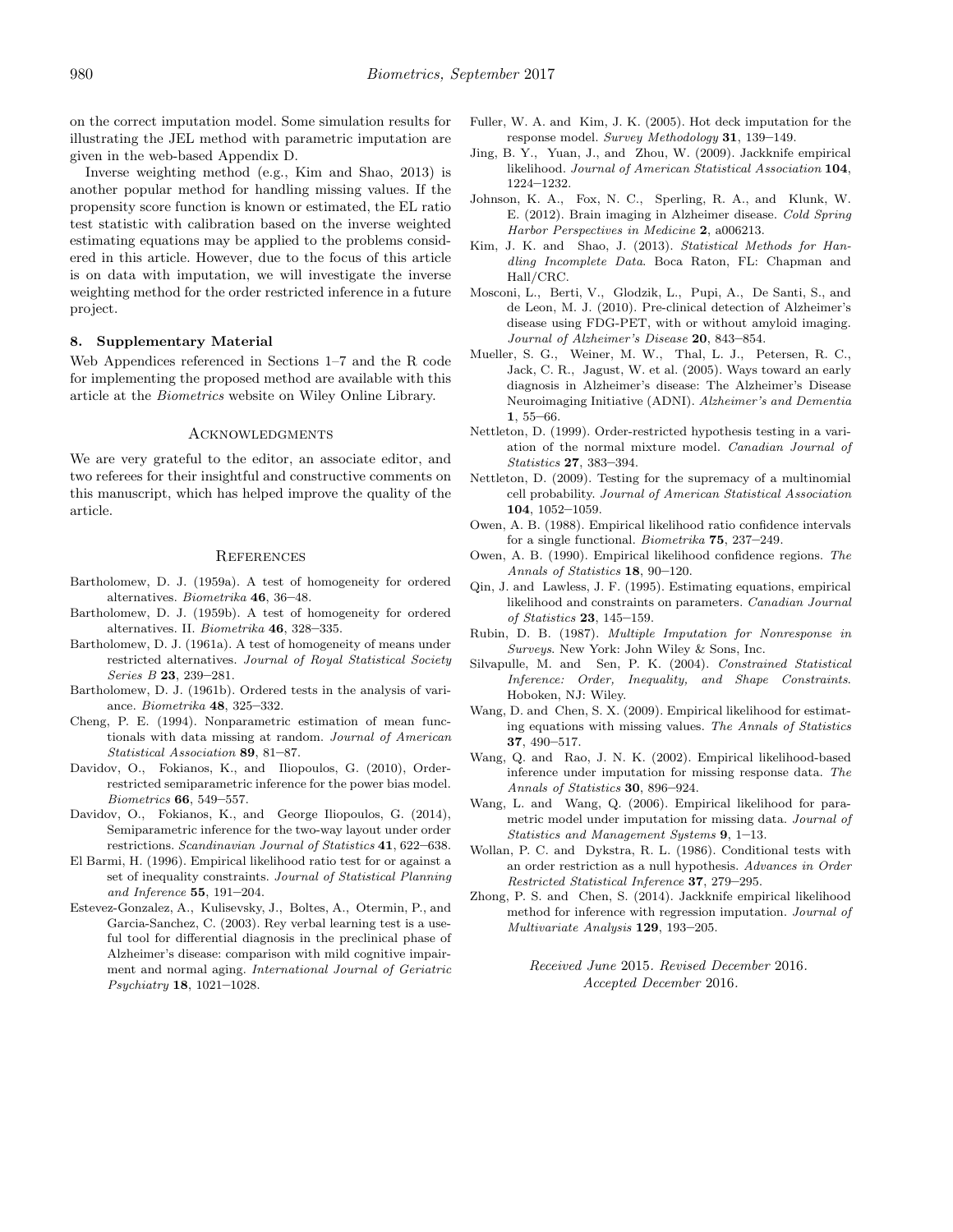on the correct imputation model. Some simulation results for illustrating the JEL method with parametric imputation are given in the web-based Appendix D.

Inverse weighting method (e.g., Kim and Shao, 2013) is another popular method for handling missing values. If the propensity score function is known or estimated, the EL ratio test statistic with calibration based on the inverse weighted estimating equations may be applied to the problems considered in this article. However, due to the focus of this article is on data with imputation, we will investigate the inverse weighting method for the order restricted inference in a future project.

## 8. Supplementary Material

Web Appendices referenced in Sections 1–7 and the R code for implementing the proposed method are available with this article at the *Biometrics* website on Wiley Online Library.

## Acknowledgments

We are very grateful to the editor, an associate editor, and two referees for their insightful and constructive comments on this manuscript, which has helped improve the quality of the article.

## References

Bartholomew, D. J. (1959a). A test of homogeneity for ordered alternatives. *Biometrika* **46**, 36–48.

Bartholomew, D. J. (1959b). A test of homogeneity for ordered alternatives. II. *Biometrika* **46**, 328–335.

Bartholomew, D. J. (1961a). A test of homogeneity of means under restricted alternatives. *Journal of Royal Statistical Society Series B* **23**, 239–281.

Bartholomew, D. J. (1961b). Ordered tests in the analysis of variance. *Biometrika* **48**, 325–332.

Cheng, P. E. (1994). Nonparametric estimation of mean functionals with data missing at random. *Journal of American Statistical Association* **89**, 81–87.

Davidov, O., Fokianos, K., and Iliopoulos, G. (2010), Order-restricted semiparametric inference for the power bias model. *Biometrics* **66**, 549–557.

Davidov, O., Fokianos, K., and George Iliopoulos, G. (2014), Semiparametric inference for the two-way layout under order restrictions. *Scandinavian Journal of Statistics* **41**, 622–638.

El Barmi, H. (1996). Empirical likelihood ratio test for or against a set of inequality constraints. *Journal of Statistical Planning and Inference* **55**, 191–204.

Estevez-Gonzalez, A., Kulisevsky, J., Boltes, A., Otermin, P., and Garcia-Sanchez, C. (2003). Rey verbal learning test is a useful tool for differential diagnosis in the preclinical phase of Alzheimer's disease: comparison with mild cognitive impairment and normal aging. *International Journal of Geriatric Psychiatry* **18**, 1021–1028.

Fuller, W. A. and Kim, J. K. (2005). Hot deck imputation for the response model. *Survey Methodology* **31**, 139–149.

Jing, B. Y., Yuan, J., and Zhou, W. (2009). Jackknife empirical likelihood. *Journal of American Statistical Association* **104**, 1224–1232.

Johnson, K. A., Fox, N. C., Sperling, R. A., and Klunk, W. E. (2012). Brain imaging in Alzheimer disease. *Cold Spring Harbor Perspectives in Medicine* **2**, a006213.

Kim, J. K. and Shao, J. (2013). *Statistical Methods for Handling Incomplete Data*. Boca Raton, FL: Chapman and Hall/CRC.

Mosconi, L., Berti, V., Glodzik, L., Pupi, A., De Santi, S., and de Leon, M. J. (2010). Pre-clinical detection of Alzheimer's disease using FDG-PET, with or without amyloid imaging. *Journal of Alzheimer's Disease* **20**, 843–854.

Mueller, S. G., Weiner, M. W., Thal, L. J., Petersen, R. C., Jack, C. R., Jagust, W. et al. (2005). Ways toward an early diagnosis in Alzheimer's disease: The Alzheimer's Disease Neuroimaging Initiative (ADNI). *Alzheimer's and Dementia* **1**, 55–66.

Nettleton, D. (1999). Order-restricted hypothesis testing in a variation of the normal mixture model. *Canadian Journal of Statistics* **27**, 383–394.

Nettleton, D. (2009). Testing for the supremacy of a multinomial cell probability. *Journal of American Statistical Association* **104**, 1052–1059.

Owen, A. B. (1988). Empirical likelihood ratio confidence intervals for a single functional. *Biometrika* **75**, 237–249.

Owen, A. B. (1990). Empirical likelihood confidence regions. *The Annals of Statistics* **18**, 90–120.

Qin, J. and Lawless, J. F. (1995). Estimating equations, empirical likelihood and constraints on parameters. *Canadian Journal of Statistics* **23**, 145–159.

Rubin, D. B. (1987). *Multiple Imputation for Nonresponse in Surveys*. New York: John Wiley & Sons, Inc.

Silvapulle, M. and Sen, P. K. (2004). *Constrained Statistical Inference: Order, Inequality, and Shape Constraints*. Hoboken, NJ: Wiley.

Wang, D. and Chen, S. X. (2009). Empirical likelihood for estimating equations with missing values. *The Annals of Statistics* **37**, 490–517.

Wang, Q. and Rao, J. N. K. (2002). Empirical likelihood-based inference under imputation for missing response data. *The Annals of Statistics* **30**, 896–924.

Wang, L. and Wang, Q. (2006). Empirical likelihood for parametric model under imputation for missing data. *Journal of Statistics and Management Systems* **9**, 1–13.

Wollan, P. C. and Dykstra, R. L. (1986). Conditional tests with an order restriction as a null hypothesis. *Advances in Order Restricted Statistical Inference* **37**, 279–295.

Zhong, P. S. and Chen, S. (2014). Jackknife empirical likelihood method for inference with regression imputation. *Journal of Multivariate Analysis* **129**, 193–205.

*Received June* 2015. *Revised December* 2016. *Accepted December* 2016.